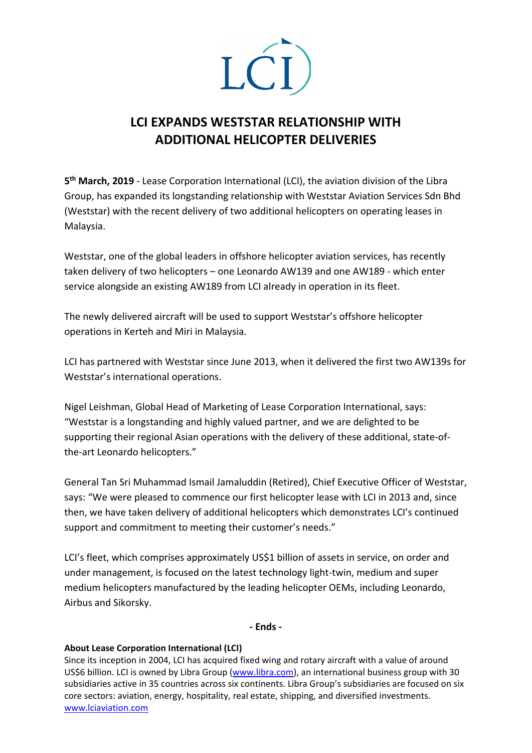LCI

# LCI EXPANDS WESTSTAR RELATIONSHIP WITH ADDITIONAL HELICOPTER DELIVERIES

**5th March, 2019** - Lease Corporation International (LCI), the aviation division of the Libra Group, has expanded its longstanding relationship with Weststar Aviation Services Sdn Bhd (Weststar) with the recent delivery of two additional helicopters on operating leases in Malaysia.

Weststar, one of the global leaders in offshore helicopter aviation services, has recently taken delivery of two helicopters – one Leonardo AW139 and one AW189 - which enter service alongside an existing AW189 from LCI already in operation in its fleet.

The newly delivered aircraft will be used to support Weststar's offshore helicopter operations in Kerteh and Miri in Malaysia.

LCI has partnered with Weststar since June 2013, when it delivered the first two AW139s for Weststar's international operations.

Nigel Leishman, Global Head of Marketing of Lease Corporation International, says: "Weststar is a longstanding and highly valued partner, and we are delighted to be supporting their regional Asian operations with the delivery of these additional, state-of-the-art Leonardo helicopters."

General Tan Sri Muhammad Ismail Jamaluddin (Retired), Chief Executive Officer of Weststar, says: "We were pleased to commence our first helicopter lease with LCI in 2013 and, since then, we have taken delivery of additional helicopters which demonstrates LCI's continued support and commitment to meeting their customer's needs."

LCI's fleet, which comprises approximately US$1 billion of assets in service, on order and under management, is focused on the latest technology light-twin, medium and super medium helicopters manufactured by the leading helicopter OEMs, including Leonardo, Airbus and Sikorsky.

**- Ends -**

**About Lease Corporation International (LCI)**

Since its inception in 2004, LCI has acquired fixed wing and rotary aircraft with a value of around US$6 billion. LCI is owned by Libra Group (www.libra.com), an international business group with 30 subsidiaries active in 35 countries across six continents. Libra Group's subsidiaries are focused on six core sectors: aviation, energy, hospitality, real estate, shipping, and diversified investments.
www.lciaviation.com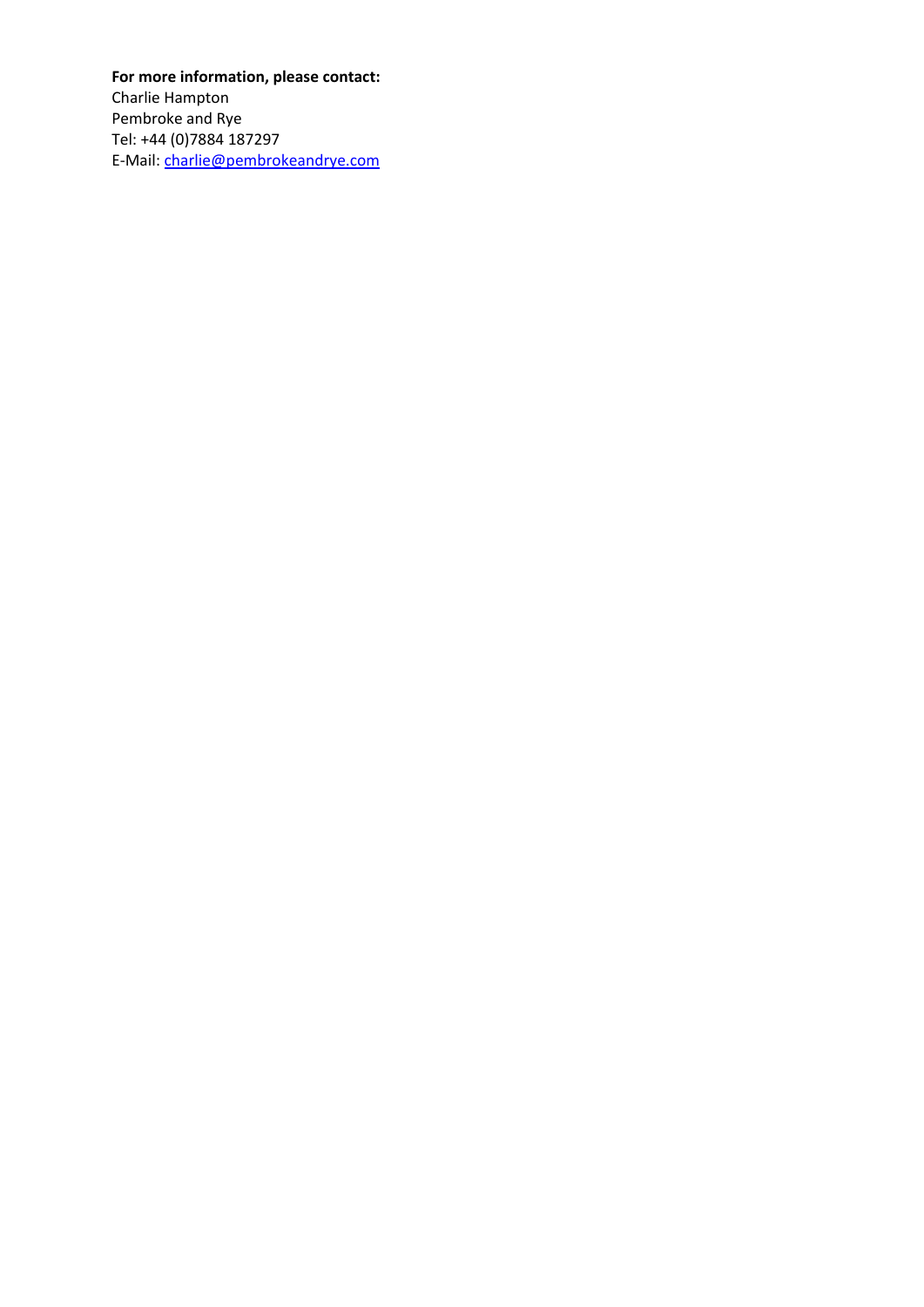**For more information, please contact:**
Charlie Hampton
Pembroke and Rye
Tel: +44 (0)7884 187297
E-Mail: charlie@pembrokeandrye.com